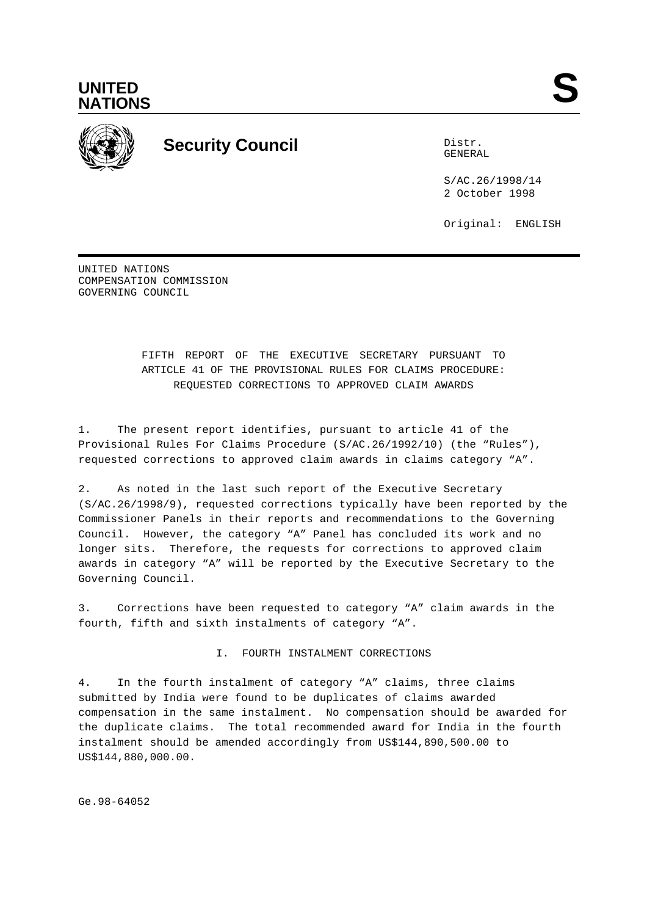UNITED NATIONS

**S**

**Security Council**

Distr.
GENERAL

S/AC.26/1998/14
2 October 1998

Original: ENGLISH

UNITED NATIONS
COMPENSATION COMMISSION
GOVERNING COUNCIL

FIFTH REPORT OF THE EXECUTIVE SECRETARY PURSUANT TO ARTICLE 41 OF THE PROVISIONAL RULES FOR CLAIMS PROCEDURE: REQUESTED CORRECTIONS TO APPROVED CLAIM AWARDS

1. The present report identifies, pursuant to article 41 of the Provisional Rules For Claims Procedure (S/AC.26/1992/10) (the "Rules"), requested corrections to approved claim awards in claims category "A".

2. As noted in the last such report of the Executive Secretary (S/AC.26/1998/9), requested corrections typically have been reported by the Commissioner Panels in their reports and recommendations to the Governing Council. However, the category "A" Panel has concluded its work and no longer sits. Therefore, the requests for corrections to approved claim awards in category "A" will be reported by the Executive Secretary to the Governing Council.

3. Corrections have been requested to category "A" claim awards in the fourth, fifth and sixth instalments of category "A".

## I. FOURTH INSTALMENT CORRECTIONS

4. In the fourth instalment of category "A" claims, three claims submitted by India were found to be duplicates of claims awarded compensation in the same instalment. No compensation should be awarded for the duplicate claims. The total recommended award for India in the fourth instalment should be amended accordingly from US$144,890,500.00 to US$144,880,000.00.

Ge.98-64052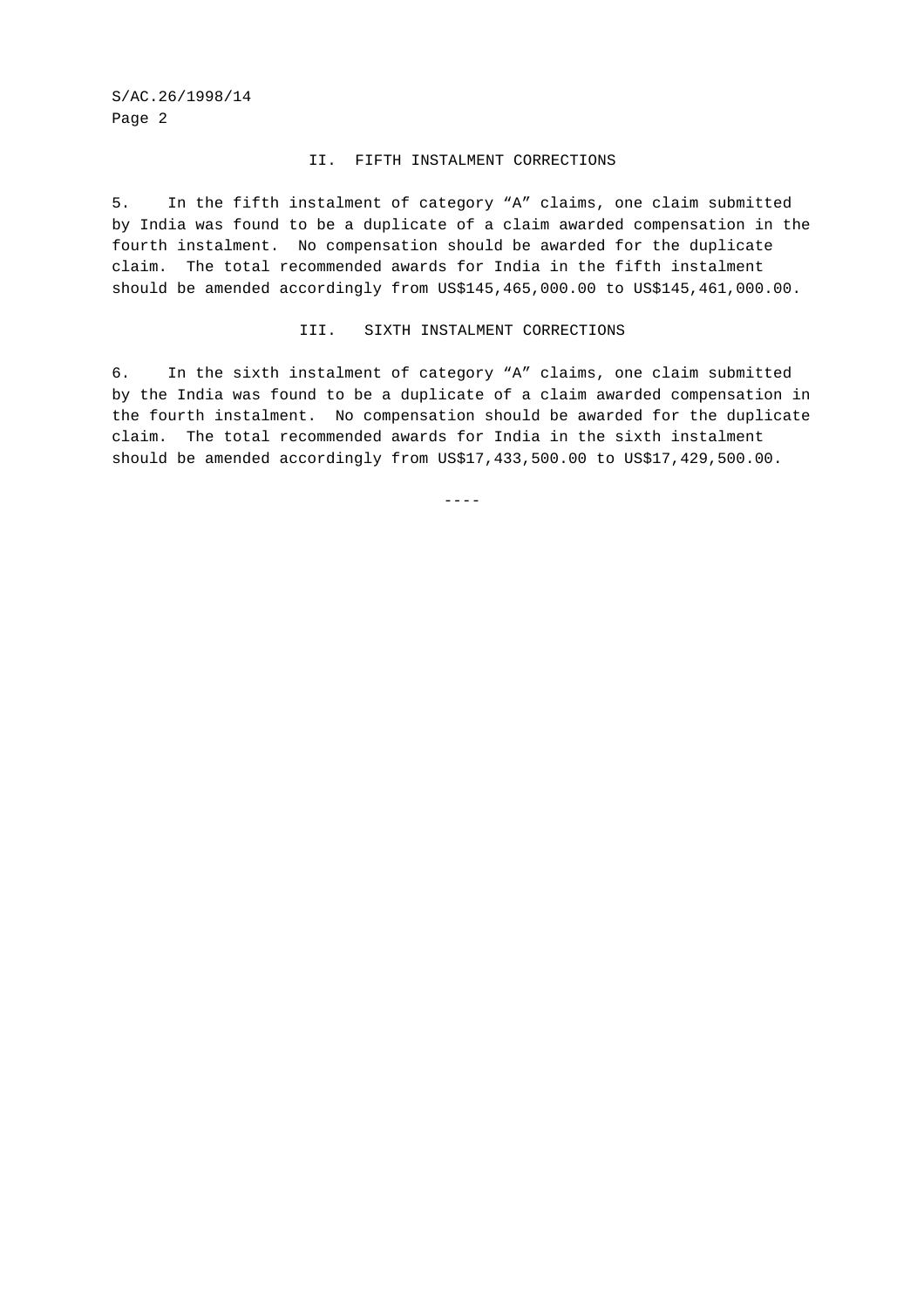## II. FIFTH INSTALMENT CORRECTIONS

5. In the fifth instalment of category “A” claims, one claim submitted by India was found to be a duplicate of a claim awarded compensation in the fourth instalment. No compensation should be awarded for the duplicate claim. The total recommended awards for India in the fifth instalment should be amended accordingly from US$145,465,000.00 to US$145,461,000.00.

## III. SIXTH INSTALMENT CORRECTIONS

6. In the sixth instalment of category “A” claims, one claim submitted by the India was found to be a duplicate of a claim awarded compensation in the fourth instalment. No compensation should be awarded for the duplicate claim. The total recommended awards for India in the sixth instalment should be amended accordingly from US$17,433,500.00 to US$17,429,500.00.

----